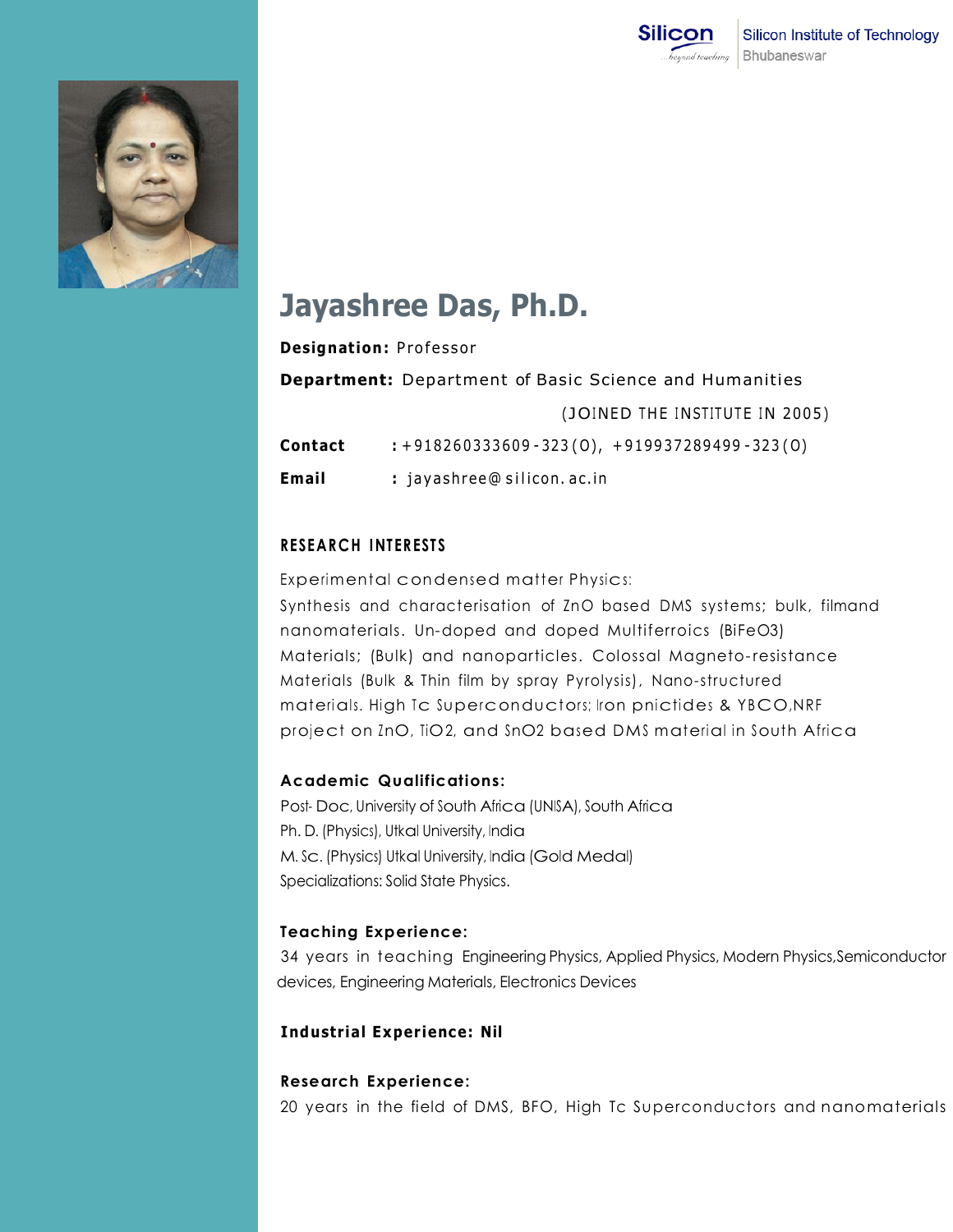Silicon Institute of Technology
Bhubaneswar

# Jayashree Das, Ph.D.

**Designation:** Professor

**Department:** Department of Basic Science and Humanities

(JOINED THE INSTITUTE IN 2005)

**Contact** : +918260333609-323(O), +919937289499-323(O)

**Email** : jayashree@silicon.ac.in

## RESEARCH INTERESTS

Experimental condensed matter Physics:

Synthesis and characterisation of ZnO based DMS systems; bulk, filmand nanomaterials. Un-doped and doped Multiferroics ($BiFeO_3$) Materials; (Bulk) and nanoparticles. Colossal Magneto-resistance Materials (Bulk & Thin film by spray Pyrolysis), Nano-structured materials. High Tc Superconductors; Iron pnictides & YBCO,NRF project on ZnO, $TiO_2$, and $SnO_2$ based DMS material in South Africa

### Academic Qualifications:

Post- Doc, University of South Africa (UNISA), South Africa
Ph. D. (Physics), Utkal University, India
M. Sc. (Physics) Utkal University, India (Gold Medal)
Specializations: Solid State Physics.

### Teaching Experience:

34 years in teaching Engineering Physics, Applied Physics, Modern Physics,Semiconductor devices, Engineering Materials, Electronics Devices

### Industrial Experience: Nil

### Research Experience:

20 years in the field of DMS, BFO, High Tc Superconductors and nanomaterials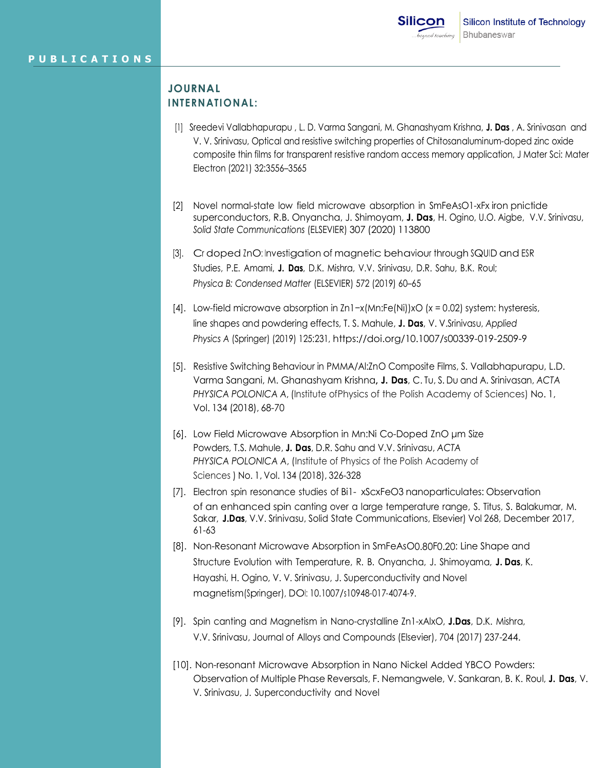## PUBLICATIONS

### JOURNAL INTERNATIONAL:

[1] Sreedevi Vallabhapurapu , L. D. Varma Sangani, M. Ghanashyam Krishna, **J. Das** , A. Srinivasan and V. V. Srinivasu, Optical and resistive switching properties of Chitosanaluminum-doped zinc oxide composite thin films for transparent resistive random access memory application, J Mater Sci: Mater Electron (2021) 32:3556–3565

[2] Novel normal-state low field microwave absorption in $SmFeAsO_{1-x}F_x$ iron pnictide superconductors, R.B. Onyancha, J. Shimoyam, **J. Das**, H. Ogino, U.O. Aigbe, V.V. Srinivasu, *Solid State Communications* (ELSEVIER) 307 (2020) 113800

[3]. Cr doped ZnO: Investigation of magnetic behaviour through SQUID and ESR Studies, P.E. Amami, **J. Das**, D.K. Mishra, V.V. Srinivasu, D.R. Sahu, B.K. Roul; *Physica B: Condensed Matter* (ELSEVIER) 572 (2019) 60–65

[4]. Low-field microwave absorption in $Zn_{1-x}(Mn:Fe(Ni))_xO$ ($x = 0.02$) system: hysteresis, line shapes and powdering effects, T. S. Mahule, **J. Das**, V. V.Srinivasu, *Applied Physics A* (Springer) (2019) 125:231, https://doi.org/10.1007/s00339-019-2509-9

[5]. Resistive Switching Behaviour in PMMA/Al:ZnO Composite Films, S. Vallabhapurapu, L.D. Varma Sangani, M. Ghanashyam Krishna**, J. Das**, C. Tu, S. Du and A. Srinivasan, *ACTA PHYSICA POLONICA A*, (Institute ofPhysics of the Polish Academy of Sciences) No. 1, Vol. 134 (2018), 68-70

[6]. Low Field Microwave Absorption in Mn:Ni Co-Doped ZnO μm Size Powders, T.S. Mahule, **J. Das**, D.R. Sahu and V.V. Srinivasu, *ACTA PHYSICA POLONICA A*, (Institute of Physics of the Polish Academy of Sciences ) No. 1, Vol. 134 (2018), 326-328

[7]. Electron spin resonance studies of $Bi_{1-x}Sc_xFeO_3$ nanoparticulates: Observation of an enhanced spin canting over a large temperature range, S. Titus, S. Balakumar, M. Sakar, **J.Das**, V.V. Srinivasu, Solid State Communications, Elsevier) Vol 268, December 2017, 61-63

[8]. Non-Resonant Microwave Absorption in $SmFeAsO_{0.80}F_{0.20}$: Line Shape and Structure Evolution with Temperature, R. B. Onyancha, J. Shimoyama, **J. Das**, K. Hayashi, H. Ogino, V. V. Srinivasu, J. Superconductivity and Novel magnetism(Springer), DOI: 10.1007/s10948-017-4074-9.

[9]. Spin canting and Magnetism in Nano-crystalline $Zn_{1-x}Al_xO$, **J.Das**, D.K. Mishra, V.V. Srinivasu, Journal of Alloys and Compounds (Elsevier), 704 (2017) 237-244.

[10]. Non-resonant Microwave Absorption in Nano Nickel Added YBCO Powders: Observation of Multiple Phase Reversals, F. Nemangwele, V. Sankaran, B. K. Roul, **J. Das**, V. V. Srinivasu, J. Superconductivity and Novel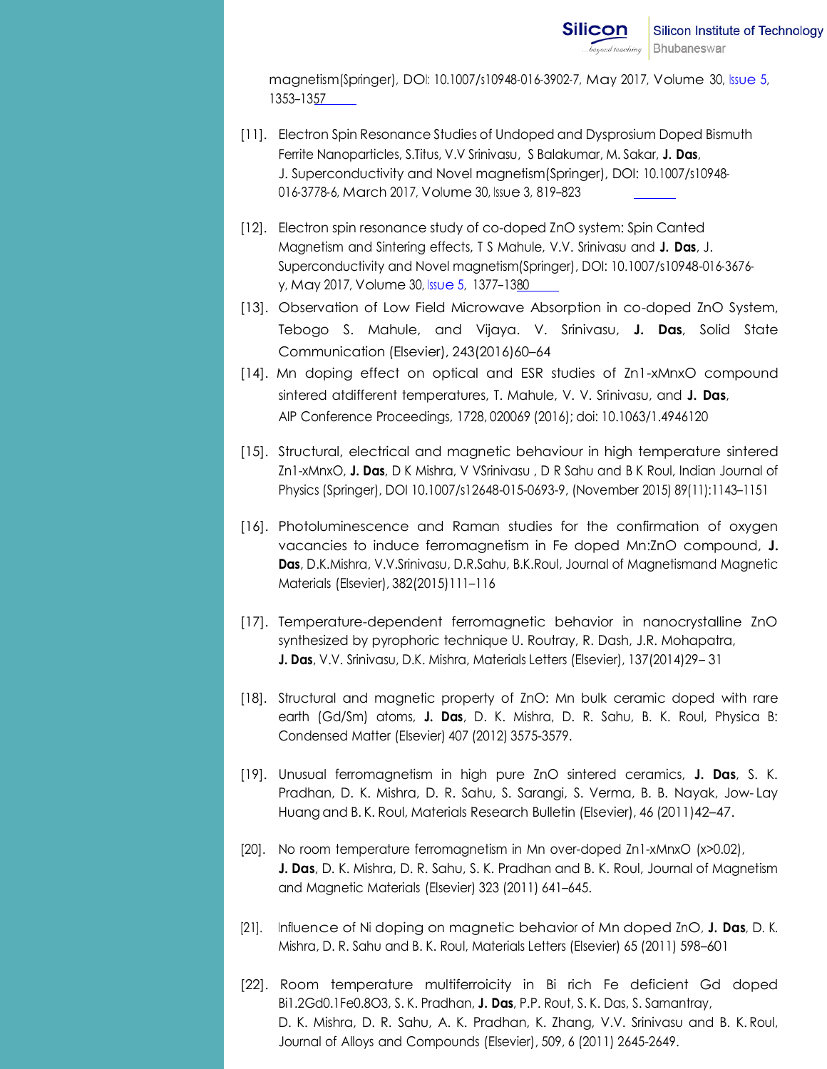magnetism(Springer), DOI: 10.1007/s10948-016-3902-7, May 2017, Volume 30, Issue 5, 1353–1357

[11]. Electron Spin Resonance Studies of Undoped and Dysprosium Doped Bismuth Ferrite Nanoparticles, S.Titus, V.V Srinivasu, S Balakumar, M. Sakar, **J. Das**, J. Superconductivity and Novel magnetism(Springer), DOI: 10.1007/s10948-016-3778-6, March 2017, Volume 30, Issue 3, 819–823

[12]. Electron spin resonance study of co-doped ZnO system: Spin Canted Magnetism and Sintering effects, T S Mahule, V.V. Srinivasu and **J. Das**, J. Superconductivity and Novel magnetism(Springer), DOI: 10.1007/s10948-016-3676-y, May 2017, Volume 30, Issue 5, 1377–1380

[13]. Observation of Low Field Microwave Absorption in co-doped ZnO System, Tebogo S. Mahule, and Vijaya. V. Srinivasu, **J. Das**, Solid State Communication (Elsevier), 243(2016)60–64

[14]. Mn doping effect on optical and ESR studies of Zn1-xMnxO compound sintered atdifferent temperatures, T. Mahule, V. V. Srinivasu, and **J. Das**, AIP Conference Proceedings, 1728, 020069 (2016); doi: 10.1063/1.4946120

[15]. Structural, electrical and magnetic behaviour in high temperature sintered Zn1-xMnxO, **J. Das**, D K Mishra, V VSrinivasu , D R Sahu and B K Roul, Indian Journal of Physics (Springer), DOI 10.1007/s12648-015-0693-9, (November 2015) 89(11):1143–1151

[16]. Photoluminescence and Raman studies for the confirmation of oxygen vacancies to induce ferromagnetism in Fe doped Mn:ZnO compound, **J. Das**, D.K.Mishra, V.V.Srinivasu, D.R.Sahu, B.K.Roul, Journal of Magnetismand Magnetic Materials (Elsevier), 382(2015)111–116

[17]. Temperature-dependent ferromagnetic behavior in nanocrystalline ZnO synthesized by pyrophoric technique U. Routray, R. Dash, J.R. Mohapatra, **J. Das**, V.V. Srinivasu, D.K. Mishra, Materials Letters (Elsevier), 137(2014)29– 31

[18]. Structural and magnetic property of ZnO: Mn bulk ceramic doped with rare earth (Gd/Sm) atoms, **J. Das**, D. K. Mishra, D. R. Sahu, B. K. Roul, Physica B: Condensed Matter (Elsevier) 407 (2012) 3575-3579.

[19]. Unusual ferromagnetism in high pure ZnO sintered ceramics, **J. Das**, S. K. Pradhan, D. K. Mishra, D. R. Sahu, S. Sarangi, S. Verma, B. B. Nayak, Jow- Lay Huang and B. K. Roul, Materials Research Bulletin (Elsevier), 46 (2011)42–47.

[20]. No room temperature ferromagnetism in Mn over-doped Zn1-xMnxO (x>0.02), **J. Das**, D. K. Mishra, D. R. Sahu, S. K. Pradhan and B. K. Roul, Journal of Magnetism and Magnetic Materials (Elsevier) 323 (2011) 641–645.

[21]. Influence of Ni doping on magnetic behavior of Mn doped ZnO, **J. Das**, D. K. Mishra, D. R. Sahu and B. K. Roul, Materials Letters (Elsevier) 65 (2011) 598–601

[22]. Room temperature multiferroicity in Bi rich Fe deficient Gd doped Bi1.2Gd0.1Fe0.8O3, S. K. Pradhan, **J. Das**, P.P. Rout, S. K. Das, S. Samantray, D. K. Mishra, D. R. Sahu, A. K. Pradhan, K. Zhang, V.V. Srinivasu and B. K. Roul, Journal of Alloys and Compounds (Elsevier), 509, 6 (2011) 2645-2649.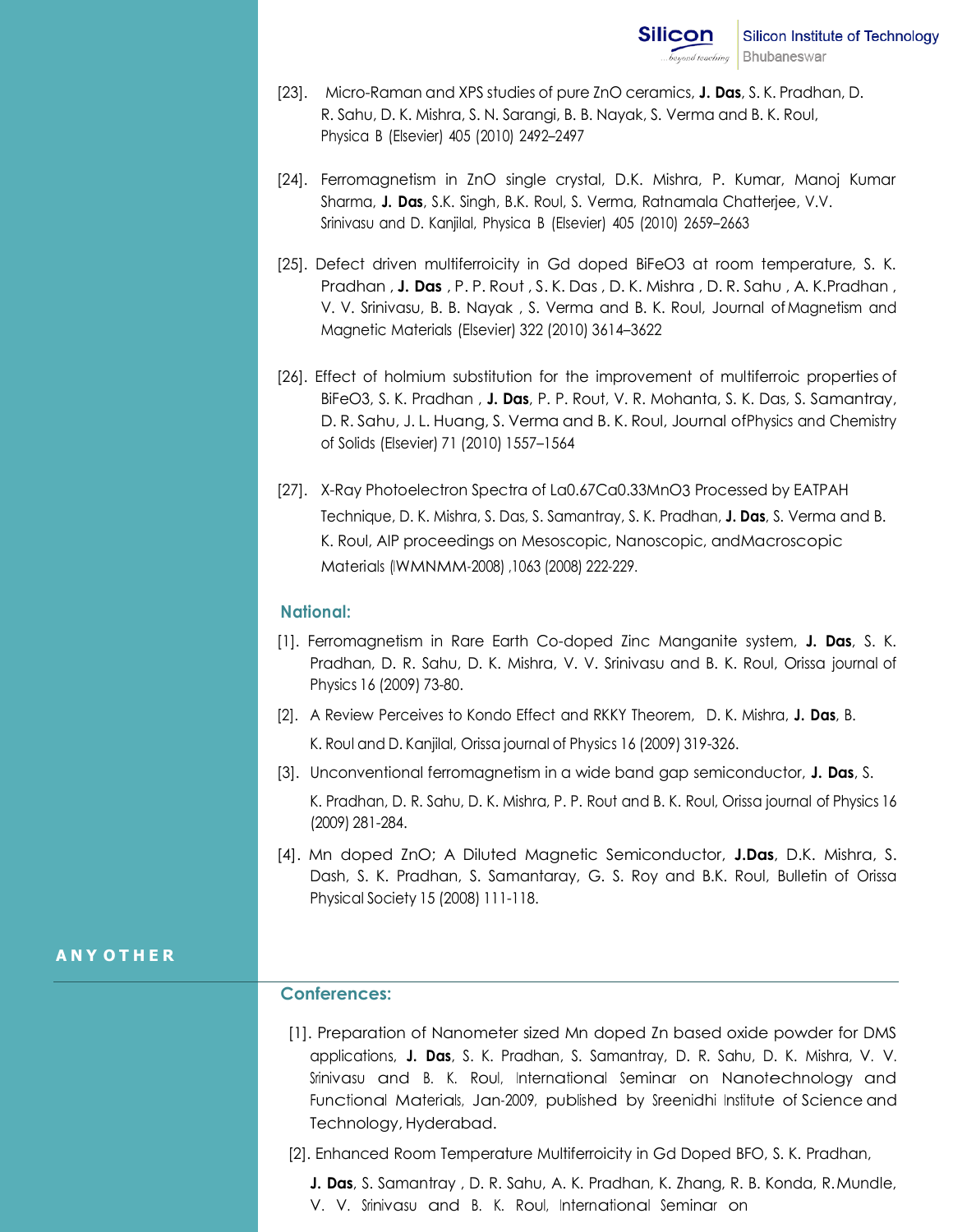[23]. Micro-Raman and XPS studies of pure ZnO ceramics, **J. Das**, S. K. Pradhan, D. R. Sahu, D. K. Mishra, S. N. Sarangi, B. B. Nayak, S. Verma and B. K. Roul, Physica B (Elsevier) 405 (2010) 2492–2497

[24]. Ferromagnetism in ZnO single crystal, D.K. Mishra, P. Kumar, Manoj Kumar Sharma, **J. Das**, S.K. Singh, B.K. Roul, S. Verma, Ratnamala Chatterjee, V.V. Srinivasu and D. Kanjilal, Physica B (Elsevier) 405 (2010) 2659–2663

[25]. Defect driven multiferroicity in Gd doped $BiFeO_3$ at room temperature, S. K. Pradhan , **J. Das** , P. P. Rout , S. K. Das , D. K. Mishra , D. R. Sahu , A. K.Pradhan , V. V. Srinivasu, B. B. Nayak , S. Verma and B. K. Roul, Journal of Magnetism and Magnetic Materials (Elsevier) 322 (2010) 3614–3622

[26]. Effect of holmium substitution for the improvement of multiferroic properties of $BiFeO_3$, S. K. Pradhan , **J. Das**, P. P. Rout, V. R. Mohanta, S. K. Das, S. Samantray, D. R. Sahu, J. L. Huang, S. Verma and B. K. Roul, Journal ofPhysics and Chemistry of Solids (Elsevier) 71 (2010) 1557–1564

[27]. X-Ray Photoelectron Spectra of $La_{0.67}Ca_{0.33}MnO_3$ Processed by EATPAH Technique, D. K. Mishra, S. Das, S. Samantray, S. K. Pradhan, **J. Das**, S. Verma and B. K. Roul, AIP proceedings on Mesoscopic, Nanoscopic, andMacroscopic Materials (IWMNMM-2008) ,1063 (2008) 222-229.

### National:

[1]. Ferromagnetism in Rare Earth Co-doped Zinc Manganite system, **J. Das**, S. K. Pradhan, D. R. Sahu, D. K. Mishra, V. V. Srinivasu and B. K. Roul, Orissa journal of Physics 16 (2009) 73-80.

[2]. A Review Perceives to Kondo Effect and RKKY Theorem, D. K. Mishra, **J. Das**, B. K. Roul and D. Kanjilal, Orissa journal of Physics 16 (2009) 319-326.

[3]. Unconventional ferromagnetism in a wide band gap semiconductor, **J. Das**, S. K. Pradhan, D. R. Sahu, D. K. Mishra, P. P. Rout and B. K. Roul, Orissa journal of Physics 16 (2009) 281-284.

[4]. Mn doped ZnO; A Diluted Magnetic Semiconductor, **J.Das**, D.K. Mishra, S. Dash, S. K. Pradhan, S. Samantaray, G. S. Roy and B.K. Roul, Bulletin of Orissa Physical Society 15 (2008) 111-118.

## ANY OTHER

### Conferences:

[1]. Preparation of Nanometer sized Mn doped Zn based oxide powder for DMS applications, **J. Das**, S. K. Pradhan, S. Samantray, D. R. Sahu, D. K. Mishra, V. V. Srinivasu and B. K. Roul, International Seminar on Nanotechnology and Functional Materials, Jan-2009, published by Sreenidhi Institute of Science and Technology, Hyderabad.

[2]. Enhanced Room Temperature Multiferroicity in Gd Doped BFO, S. K. Pradhan, **J. Das**, S. Samantray , D. R. Sahu, A. K. Pradhan, K. Zhang, R. B. Konda, R. Mundle, V. V. Srinivasu and B. K. Roul, International Seminar on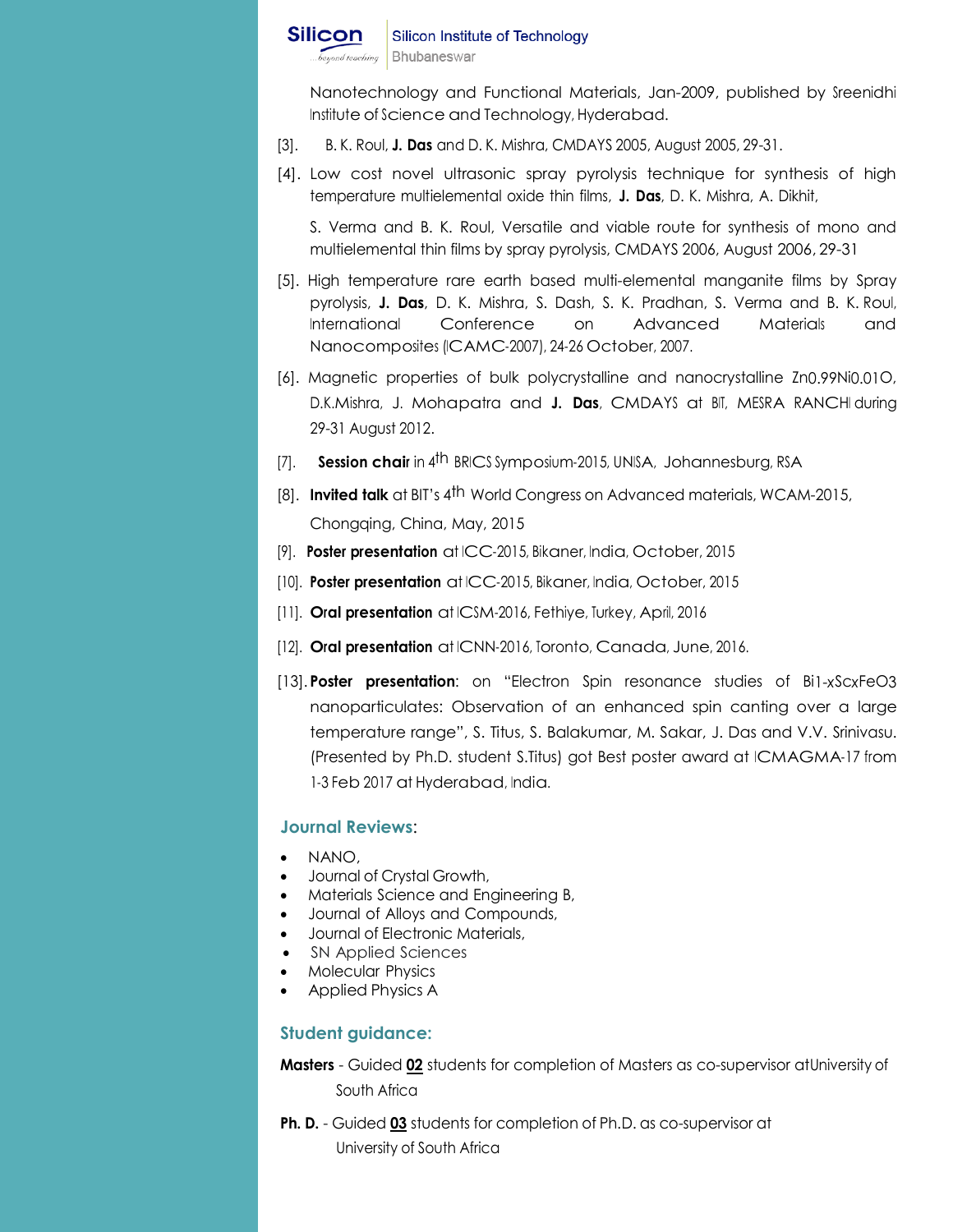Nanotechnology and Functional Materials, Jan-2009, published by Sreenidhi Institute of Science and Technology, Hyderabad.

[3]. B. K. Roul, **J. Das** and D. K. Mishra, CMDAYS 2005, August 2005, 29-31.

[4]. Low cost novel ultrasonic spray pyrolysis technique for synthesis of high temperature multielemental oxide thin films, **J. Das**, D. K. Mishra, A. Dikhit,

S. Verma and B. K. Roul, Versatile and viable route for synthesis of mono and multielemental thin films by spray pyrolysis, CMDAYS 2006, August 2006, 29-31

[5]. High temperature rare earth based multi-elemental manganite films by Spray pyrolysis, **J. Das**, D. K. Mishra, S. Dash, S. K. Pradhan, S. Verma and B. K. Roul, International Conference on Advanced Materials and Nanocomposites (ICAMC-2007), 24-26 October, 2007.

[6]. Magnetic properties of bulk polycrystalline and nanocrystalline $Zn_{0.99}Ni_{0.01}O$, D.K.Mishra, J. Mohapatra and **J. Das**, CMDAYS at BIT, MESRA RANCHI during 29-31 August 2012.

[7]. **Session chair** in 4th BRICS Symposium-2015, UNISA, Johannesburg, RSA

[8]. **Invited talk** at BIT's 4th World Congress on Advanced materials, WCAM-2015, Chongqing, China, May, 2015

[9]. **Poster presentation** at ICC-2015, Bikaner, India, October, 2015

[10]. **Poster presentation** at ICC-2015, Bikaner, India, October, 2015

[11]. **Oral presentation** at ICSM-2016, Fethiye, Turkey, April, 2016

[12]. **Oral presentation** at ICNN-2016, Toronto, Canada, June, 2016.

[13]. **Poster presentation**: on "Electron Spin resonance studies of $Bi_{1-x}Sc_xFeO_3$ nanoparticulates: Observation of an enhanced spin canting over a large temperature range", S. Titus, S. Balakumar, M. Sakar, J. Das and V.V. Srinivasu. (Presented by Ph.D. student S.Titus) got Best poster award at ICMAGMA-17 from 1-3 Feb 2017 at Hyderabad, India.

### Journal Reviews:

- NANO,
- Journal of Crystal Growth,
- Materials Science and Engineering B,
- Journal of Alloys and Compounds,
- Journal of Electronic Materials,
- SN Applied Sciences
- Molecular Physics
- Applied Physics A

### Student guidance:

**Masters** - Guided **02** students for completion of Masters as co-supervisor atUniversity of South Africa

**Ph. D.** - Guided **03** students for completion of Ph.D. as co-supervisor at University of South Africa